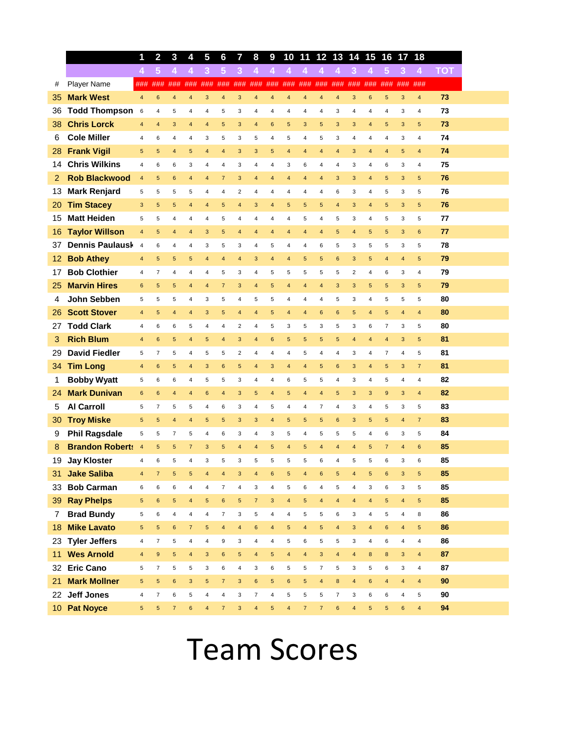| # | Player Name | 1 | 2 | 3 | 4 | 5 | 6 | 7 | 8 | 9 | 10 | 11 | 12 | 13 | 14 | 15 | 16 | 17 | 18 | TOT |
|---|---|---|---|---|---|---|---|---|---|---|---|---|---|---|---|---|---|---|---|---|
| | | 4 | 5 | 4 | 4 | 3 | 5 | 3 | 4 | 4 | 4 | 4 | 4 | 4 | 3 | 4 | 5 | 3 | 4 | |
| | | ### | ### | ### | ### | ### | ### | ### | ### | ### | ### | ### | ### | ### | ### | ### | ### | ### | ### | |
| 35 | **Mark West** | 4 | 6 | 4 | 4 | 3 | 4 | 3 | 4 | 4 | 4 | 4 | 4 | 4 | 3 | 6 | 5 | 3 | 4 | **73** |
| 36 | **Todd Thompson** | 6 | 4 | 5 | 4 | 4 | 5 | 3 | 4 | 4 | 4 | 4 | 4 | 3 | 4 | 4 | 4 | 3 | 4 | **73** |
| 38 | **Chris Lorck** | 4 | 4 | 3 | 4 | 4 | 5 | 3 | 4 | 6 | 5 | 3 | 5 | 3 | 3 | 4 | 5 | 3 | 5 | **73** |
| 6 | **Cole Miller** | 4 | 6 | 4 | 4 | 3 | 5 | 3 | 5 | 4 | 5 | 4 | 5 | 3 | 4 | 4 | 4 | 3 | 4 | **74** |
| 28 | **Frank Vigil** | 5 | 5 | 4 | 5 | 4 | 4 | 3 | 3 | 5 | 4 | 4 | 4 | 4 | 3 | 4 | 4 | 5 | 4 | **74** |
| 14 | **Chris Wilkins** | 4 | 6 | 6 | 3 | 4 | 4 | 3 | 4 | 4 | 3 | 6 | 4 | 4 | 3 | 4 | 6 | 3 | 4 | **75** |
| 2 | **Rob Blackwood** | 4 | 5 | 6 | 4 | 4 | 7 | 3 | 4 | 4 | 4 | 4 | 4 | 3 | 3 | 4 | 5 | 3 | 5 | **76** |
| 13 | **Mark Renjard** | 5 | 5 | 5 | 5 | 4 | 4 | 2 | 4 | 4 | 4 | 4 | 4 | 6 | 3 | 4 | 5 | 3 | 5 | **76** |
| 20 | **Tim Stacey** | 3 | 5 | 5 | 4 | 4 | 5 | 4 | 3 | 4 | 5 | 5 | 5 | 4 | 3 | 4 | 5 | 3 | 5 | **76** |
| 15 | **Matt Heiden** | 5 | 5 | 4 | 4 | 4 | 5 | 4 | 4 | 4 | 4 | 5 | 4 | 5 | 3 | 4 | 5 | 3 | 5 | **77** |
| 16 | **Taylor Willson** | 4 | 5 | 4 | 4 | 3 | 5 | 4 | 4 | 4 | 4 | 4 | 4 | 5 | 4 | 5 | 5 | 3 | 6 | **77** |
| 37 | **Dennis Paulausk** | 4 | 6 | 4 | 4 | 3 | 5 | 3 | 4 | 5 | 4 | 4 | 6 | 5 | 3 | 5 | 5 | 3 | 5 | **78** |
| 12 | **Bob Athey** | 4 | 5 | 5 | 5 | 4 | 4 | 4 | 3 | 4 | 4 | 5 | 5 | 6 | 3 | 5 | 4 | 4 | 5 | **79** |
| 17 | **Bob Clothier** | 4 | 7 | 4 | 4 | 4 | 5 | 3 | 4 | 5 | 5 | 5 | 5 | 5 | 2 | 4 | 6 | 3 | 4 | **79** |
| 25 | **Marvin Hires** | 6 | 5 | 5 | 4 | 4 | 7 | 3 | 4 | 5 | 4 | 4 | 4 | 3 | 3 | 5 | 5 | 3 | 5 | **79** |
| 4 | **John Sebben** | 5 | 5 | 5 | 4 | 3 | 5 | 4 | 5 | 5 | 4 | 4 | 4 | 5 | 3 | 4 | 5 | 5 | 5 | **80** |
| 26 | **Scott Stover** | 4 | 5 | 4 | 4 | 3 | 5 | 4 | 4 | 5 | 4 | 4 | 6 | 6 | 5 | 4 | 5 | 4 | 4 | **80** |
| 27 | **Todd Clark** | 4 | 6 | 6 | 5 | 4 | 4 | 2 | 4 | 5 | 3 | 5 | 3 | 5 | 3 | 6 | 7 | 3 | 5 | **80** |
| 3 | **Rich Blum** | 4 | 6 | 5 | 4 | 5 | 4 | 3 | 4 | 6 | 5 | 5 | 5 | 5 | 4 | 4 | 4 | 3 | 5 | **81** |
| 29 | **David Fiedler** | 5 | 7 | 5 | 4 | 5 | 5 | 2 | 4 | 4 | 4 | 5 | 4 | 4 | 3 | 4 | 7 | 4 | 5 | **81** |
| 34 | **Tim Long** | 4 | 6 | 5 | 4 | 3 | 6 | 5 | 4 | 3 | 4 | 4 | 5 | 6 | 3 | 4 | 5 | 3 | 7 | **81** |
| 1 | **Bobby Wyatt** | 5 | 6 | 6 | 4 | 5 | 5 | 3 | 4 | 4 | 6 | 5 | 5 | 4 | 3 | 4 | 5 | 4 | 4 | **82** |
| 24 | **Mark Dunivan** | 6 | 6 | 4 | 4 | 6 | 4 | 3 | 5 | 4 | 5 | 4 | 4 | 5 | 3 | 3 | 9 | 3 | 4 | **82** |
| 5 | **Al Carroll** | 5 | 7 | 5 | 5 | 4 | 6 | 3 | 4 | 5 | 4 | 4 | 7 | 4 | 3 | 4 | 5 | 3 | 5 | **83** |
| 30 | **Troy Miske** | 5 | 5 | 4 | 4 | 5 | 5 | 3 | 3 | 4 | 5 | 5 | 5 | 6 | 3 | 5 | 5 | 4 | 7 | **83** |
| 9 | **Phil Ragsdale** | 5 | 5 | 7 | 5 | 4 | 6 | 3 | 4 | 3 | 5 | 4 | 5 | 5 | 5 | 4 | 6 | 3 | 5 | **84** |
| 8 | **Brandon Roberts** | 4 | 5 | 5 | 7 | 3 | 5 | 4 | 4 | 5 | 4 | 5 | 4 | 4 | 4 | 5 | 7 | 4 | 6 | **85** |
| 19 | **Jay Kloster** | 4 | 6 | 5 | 4 | 3 | 5 | 3 | 5 | 5 | 5 | 5 | 6 | 4 | 5 | 5 | 6 | 3 | 6 | **85** |
| 31 | **Jake Saliba** | 4 | 7 | 5 | 5 | 4 | 4 | 3 | 4 | 6 | 5 | 4 | 6 | 5 | 4 | 5 | 6 | 3 | 5 | **85** |
| 33 | **Bob Carman** | 6 | 6 | 6 | 4 | 4 | 7 | 4 | 3 | 4 | 5 | 6 | 4 | 5 | 4 | 3 | 6 | 3 | 5 | **85** |
| 39 | **Ray Phelps** | 5 | 6 | 5 | 4 | 5 | 6 | 5 | 7 | 3 | 4 | 5 | 4 | 4 | 4 | 4 | 5 | 4 | 5 | **85** |
| 7 | **Brad Bundy** | 5 | 6 | 4 | 4 | 4 | 7 | 3 | 5 | 4 | 4 | 5 | 5 | 6 | 3 | 4 | 5 | 4 | 8 | **86** |
| 18 | **Mike Lavato** | 5 | 5 | 6 | 7 | 5 | 4 | 4 | 6 | 4 | 5 | 4 | 5 | 4 | 3 | 4 | 6 | 4 | 5 | **86** |
| 23 | **Tyler Jeffers** | 4 | 7 | 5 | 4 | 4 | 9 | 3 | 4 | 4 | 5 | 6 | 5 | 5 | 3 | 4 | 6 | 4 | 4 | **86** |
| 11 | **Wes Arnold** | 4 | 9 | 5 | 4 | 3 | 6 | 5 | 4 | 5 | 4 | 4 | 3 | 4 | 4 | 8 | 8 | 3 | 4 | **87** |
| 32 | **Eric Cano** | 5 | 7 | 5 | 5 | 3 | 6 | 4 | 3 | 6 | 5 | 5 | 7 | 5 | 3 | 5 | 6 | 3 | 4 | **87** |
| 21 | **Mark Mollner** | 5 | 5 | 6 | 3 | 5 | 7 | 3 | 6 | 5 | 6 | 5 | 4 | 8 | 4 | 6 | 4 | 4 | 4 | **90** |
| 22 | **Jeff Jones** | 4 | 7 | 6 | 5 | 4 | 4 | 3 | 7 | 4 | 5 | 5 | 5 | 7 | 3 | 6 | 6 | 4 | 5 | **90** |
| 10 | **Pat Noyce** | 5 | 5 | 7 | 6 | 4 | 7 | 3 | 4 | 5 | 4 | 7 | 7 | 6 | 4 | 5 | 5 | 6 | 4 | **94** |

# Team Scores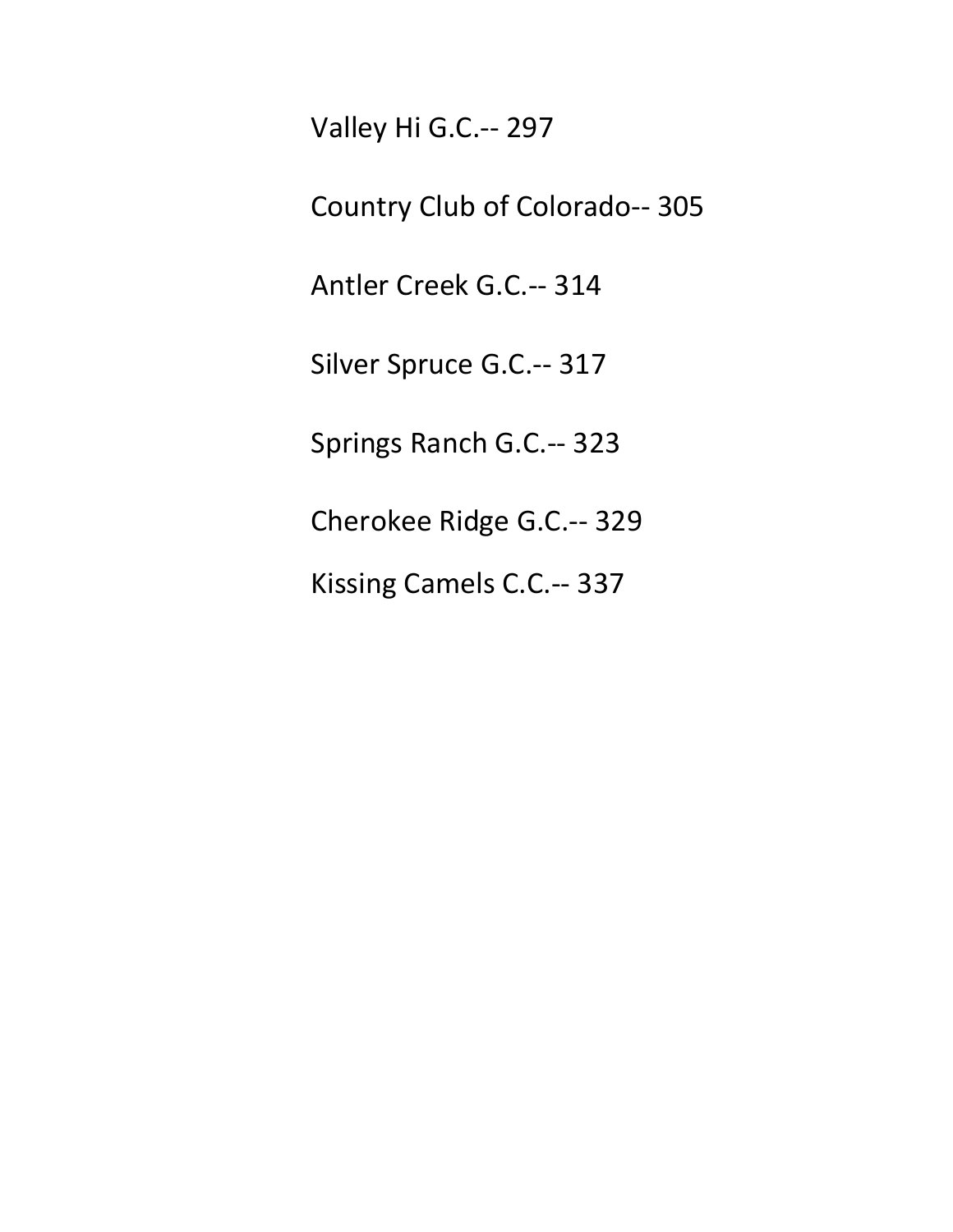Valley Hi G.C.-- 297

Country Club of Colorado-- 305

Antler Creek G.C.-- 314

Silver Spruce G.C.-- 317

Springs Ranch G.C.-- 323

Cherokee Ridge G.C.-- 329

Kissing Camels C.C.-- 337